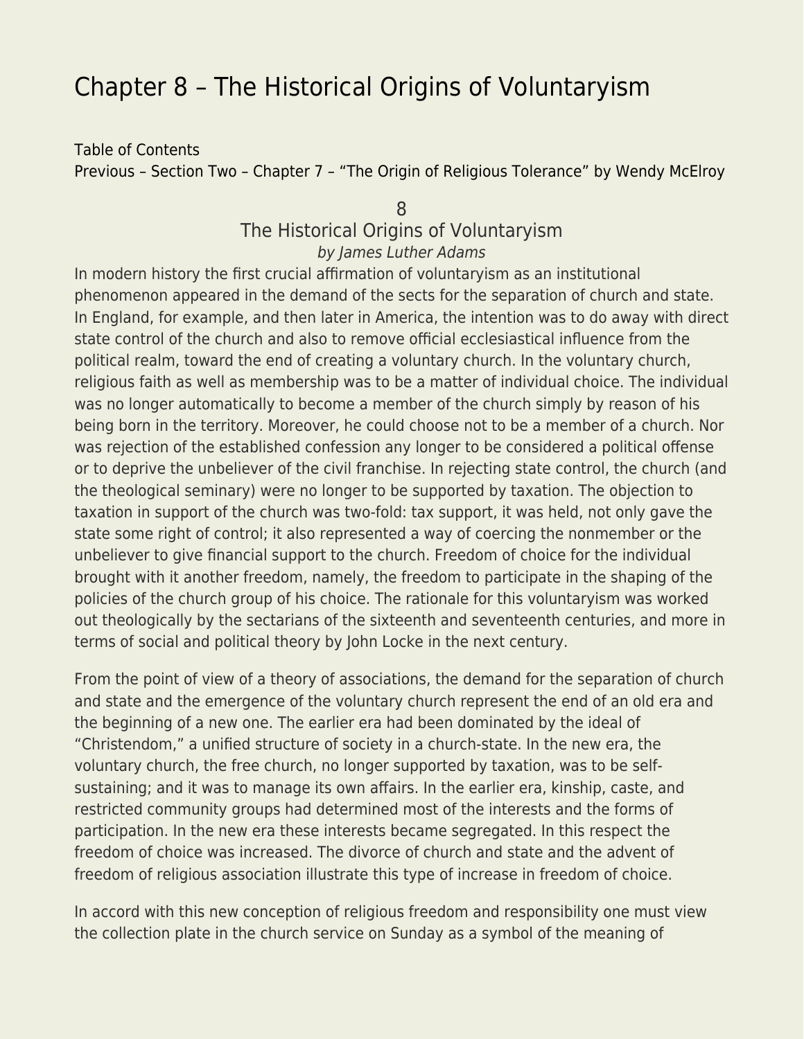# Chapter 8 – The Historical Origins of Voluntaryism

Table of Contents
Previous – Section Two – Chapter 7 – "The Origin of Religious Tolerance" by Wendy McElroy

8
## The Historical Origins of Voluntaryism
*by James Luther Adams*

In modern history the first crucial affirmation of voluntaryism as an institutional phenomenon appeared in the demand of the sects for the separation of church and state. In England, for example, and then later in America, the intention was to do away with direct state control of the church and also to remove official ecclesiastical influence from the political realm, toward the end of creating a voluntary church. In the voluntary church, religious faith as well as membership was to be a matter of individual choice. The individual was no longer automatically to become a member of the church simply by reason of his being born in the territory. Moreover, he could choose not to be a member of a church. Nor was rejection of the established confession any longer to be considered a political offense or to deprive the unbeliever of the civil franchise. In rejecting state control, the church (and the theological seminary) were no longer to be supported by taxation. The objection to taxation in support of the church was two-fold: tax support, it was held, not only gave the state some right of control; it also represented a way of coercing the nonmember or the unbeliever to give financial support to the church. Freedom of choice for the individual brought with it another freedom, namely, the freedom to participate in the shaping of the policies of the church group of his choice. The rationale for this voluntaryism was worked out theologically by the sectarians of the sixteenth and seventeenth centuries, and more in terms of social and political theory by John Locke in the next century.

From the point of view of a theory of associations, the demand for the separation of church and state and the emergence of the voluntary church represent the end of an old era and the beginning of a new one. The earlier era had been dominated by the ideal of "Christendom," a unified structure of society in a church-state. In the new era, the voluntary church, the free church, no longer supported by taxation, was to be self-sustaining; and it was to manage its own affairs. In the earlier era, kinship, caste, and restricted community groups had determined most of the interests and the forms of participation. In the new era these interests became segregated. In this respect the freedom of choice was increased. The divorce of church and state and the advent of freedom of religious association illustrate this type of increase in freedom of choice.

In accord with this new conception of religious freedom and responsibility one must view the collection plate in the church service on Sunday as a symbol of the meaning of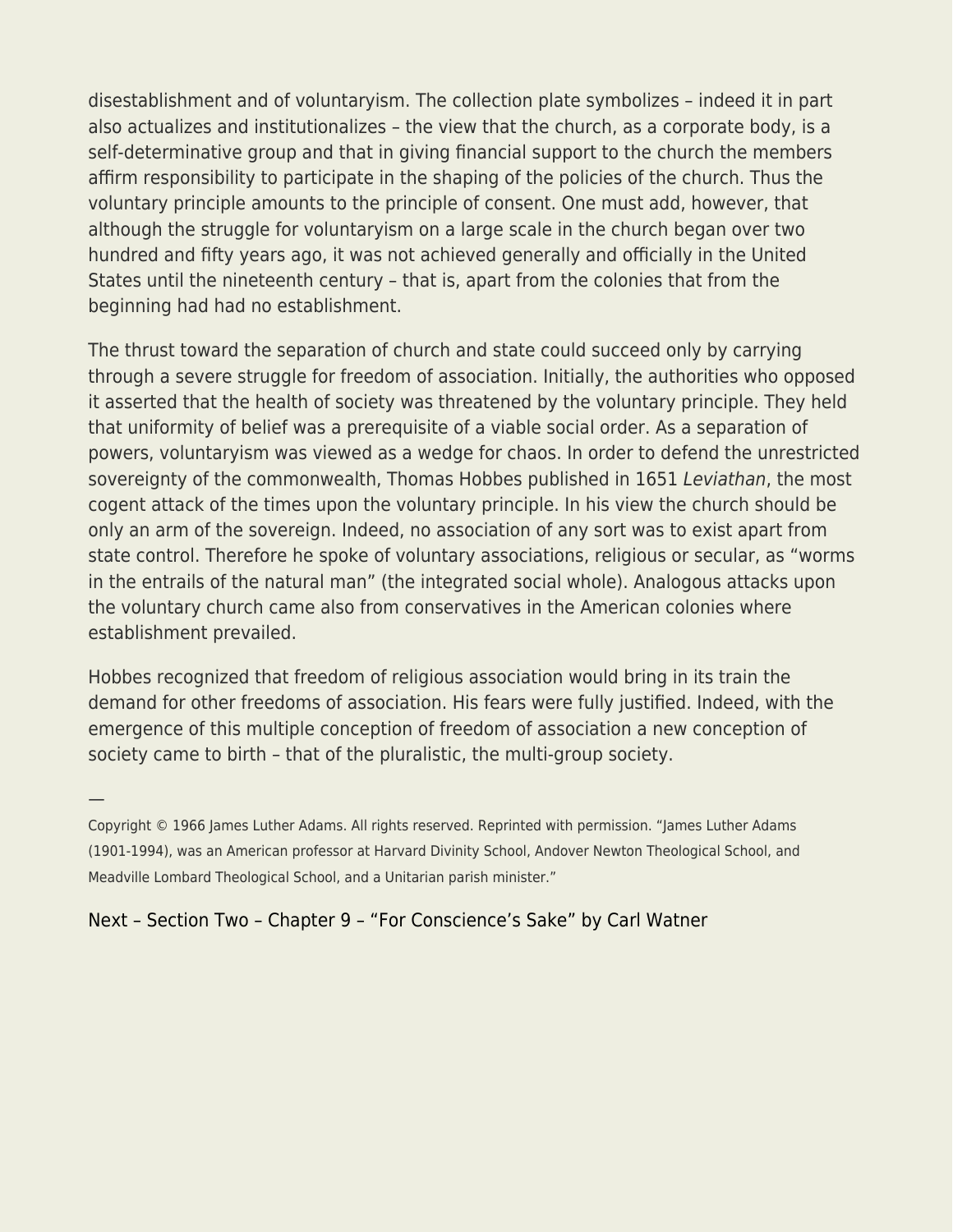disestablishment and of voluntaryism. The collection plate symbolizes – indeed it in part also actualizes and institutionalizes – the view that the church, as a corporate body, is a self-determinative group and that in giving financial support to the church the members affirm responsibility to participate in the shaping of the policies of the church. Thus the voluntary principle amounts to the principle of consent. One must add, however, that although the struggle for voluntaryism on a large scale in the church began over two hundred and fifty years ago, it was not achieved generally and officially in the United States until the nineteenth century – that is, apart from the colonies that from the beginning had had no establishment.

The thrust toward the separation of church and state could succeed only by carrying through a severe struggle for freedom of association. Initially, the authorities who opposed it asserted that the health of society was threatened by the voluntary principle. They held that uniformity of belief was a prerequisite of a viable social order. As a separation of powers, voluntaryism was viewed as a wedge for chaos. In order to defend the unrestricted sovereignty of the commonwealth, Thomas Hobbes published in 1651 *Leviathan*, the most cogent attack of the times upon the voluntary principle. In his view the church should be only an arm of the sovereign. Indeed, no association of any sort was to exist apart from state control. Therefore he spoke of voluntary associations, religious or secular, as "worms in the entrails of the natural man" (the integrated social whole). Analogous attacks upon the voluntary church came also from conservatives in the American colonies where establishment prevailed.

Hobbes recognized that freedom of religious association would bring in its train the demand for other freedoms of association. His fears were fully justified. Indeed, with the emergence of this multiple conception of freedom of association a new conception of society came to birth – that of the pluralistic, the multi-group society.

—

Copyright © 1966 James Luther Adams. All rights reserved. Reprinted with permission. "James Luther Adams (1901-1994), was an American professor at Harvard Divinity School, Andover Newton Theological School, and Meadville Lombard Theological School, and a Unitarian parish minister."

Next – Section Two – Chapter 9 – "For Conscience's Sake" by Carl Watner